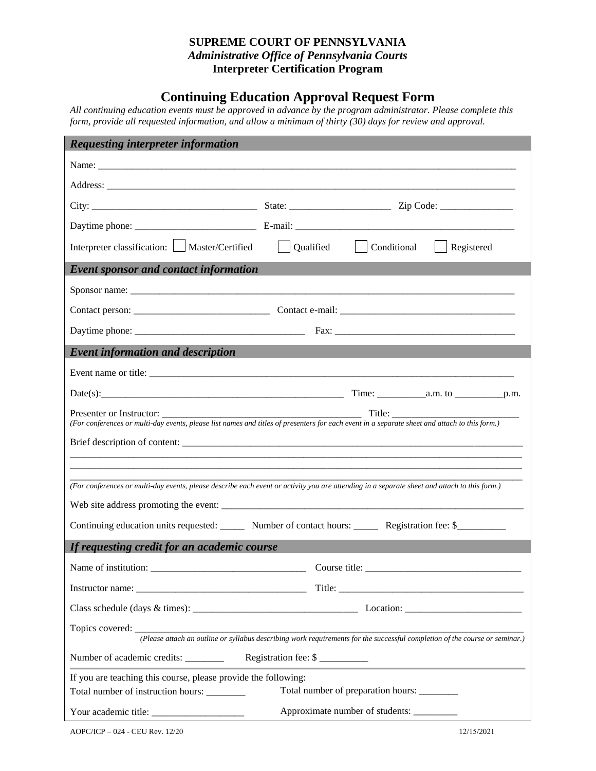**SUPREME COURT OF PENNSYLVANIA**
*Administrative Office of Pennsylvania Courts*
**Interpreter Certification Program**

# Continuing Education Approval Request Form

*All continuing education events must be approved in advance by the program administrator. Please complete this form, provide all requested information, and allow a minimum of thirty (30) days for review and approval.*

## *Requesting interpreter information*

Name: ______________________________________________________________________________

Address: ____________________________________________________________________________

City: ________________________________ State: ____________________ Zip Code: _______________

Daytime phone: ________________________ E-mail: _____________________________________________

Interpreter classification: ☐ Master/Certified ☐ Qualified ☐ Conditional ☐ Registered

## *Event sponsor and contact information*

Sponsor name: _________________________________________________________________________

Contact person: ___________________________ Contact e-mail: ___________________________________

Daytime phone: __________________________________ Fax: _____________________________________

## *Event information and description*

Event name or title: _____________________________________________________________________

Date(s):_________________________________________________ Time: __________a.m. to __________p.m.

Presenter or Instructor: ________________________________________ Title: _________________________

*(For conferences or multi-day events, please list names and titles of presenters for each event in a separate sheet and attach to this form.)*

Brief description of content: ___________________________________________________________________

_____________________________________________________________________________________________

_____________________________________________________________________________________________

_____________________________________________________________________________________________

*(For conferences or multi-day events, please describe each event or activity you are attending in a separate sheet and attach to this form.)*

Web site address promoting the event: ____________________________________________________________

Continuing education units requested: _____ Number of contact hours: _____ Registration fee: $__________

## *If requesting credit for an academic course*

Name of institution: _______________________________ Course title: _______________________________

Instructor name: __________________________________ Title: ______________________________________

Class schedule (days & times): _________________________________ Location: ________________________

Topics covered: _______________________________________________________________________________

*(Please attach an outline or syllabus describing work requirements for the successful completion of the course or seminar.)*

Number of academic credits: ________ Registration fee: $ __________

If you are teaching this course, please provide the following:

Total number of instruction hours: ________ Total number of preparation hours: ________

Your academic title: ___________________ Approximate number of students: _________

AOPC/ICP – 024 - CEU Rev. 12/20 12/15/2021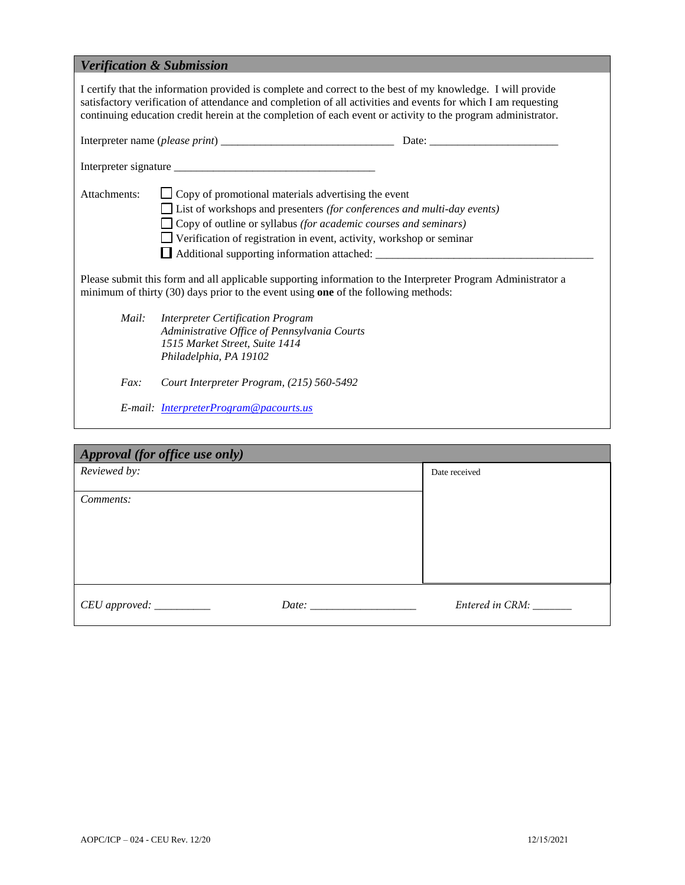## *Verification & Submission*

I certify that the information provided is complete and correct to the best of my knowledge. I will provide satisfactory verification of attendance and completion of all activities and events for which I am requesting continuing education credit herein at the completion of each event or activity to the program administrator.

Interpreter name (*please print*) ______________________________ Date: ______________________

Interpreter signature ___________________________________

Attachments:

- ☐ Copy of promotional materials advertising the event
- ☐ List of workshops and presenters *(for conferences and multi-day events)*
- ☐ Copy of outline or syllabus *(for academic courses and seminars)*
- ☐ Verification of registration in event, activity, workshop or seminar
- ☐ Additional supporting information attached: ______________________________________

Please submit this form and all applicable supporting information to the Interpreter Program Administrator a minimum of thirty (30) days prior to the event using **one** of the following methods:

*Mail:* *Interpreter Certification Program*
*Administrative Office of Pennsylvania Courts*
*1515 Market Street, Suite 1414*
*Philadelphia, PA 19102*

*Fax:* *Court Interpreter Program, (215) 560-5492*

*E-mail:* *InterpreterProgram@pacourts.us*

## *Approval (for office use only)*

| | |
|---|---|
| *Reviewed by:* | Date received |
| *Comments:* | |

*CEU approved:* __________ *Date:* ___________________ *Entered in CRM:* _______

AOPC/ICP – 024 - CEU Rev. 12/20 12/15/2021